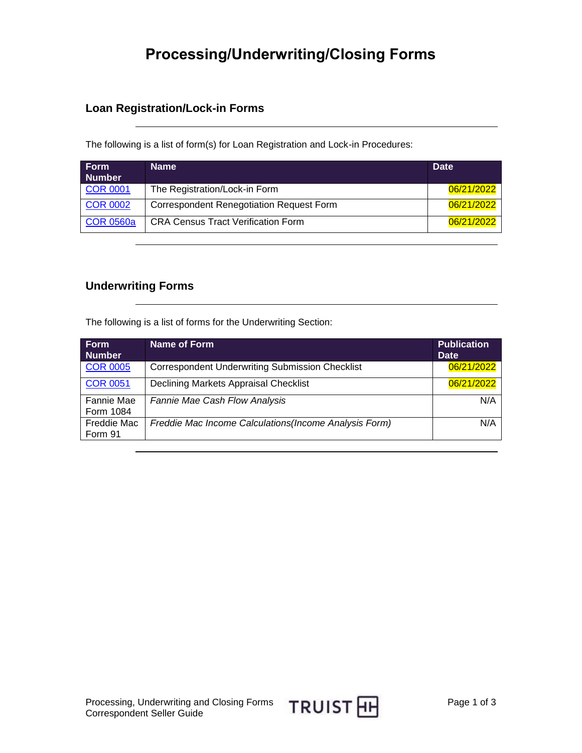# Processing/Underwriting/Closing Forms

## Loan Registration/Lock-in Forms

The following is a list of form(s) for Loan Registration and Lock-in Procedures:

| Form Number | Name | Date |
|---|---|---|
| COR 0001 | The Registration/Lock-in Form | 06/21/2022 |
| COR 0002 | Correspondent Renegotiation Request Form | 06/21/2022 |
| COR 0560a | CRA Census Tract Verification Form | 06/21/2022 |

## Underwriting Forms

The following is a list of forms for the Underwriting Section:

| Form Number | Name of Form | Publication Date |
|---|---|---|
| COR 0005 | Correspondent Underwriting Submission Checklist | 06/21/2022 |
| COR 0051 | Declining Markets Appraisal Checklist | 06/21/2022 |
| Fannie Mae Form 1084 | *Fannie Mae Cash Flow Analysis* | N/A |
| Freddie Mac Form 91 | *Freddie Mac Income Calculations(Income Analysis Form)* | N/A |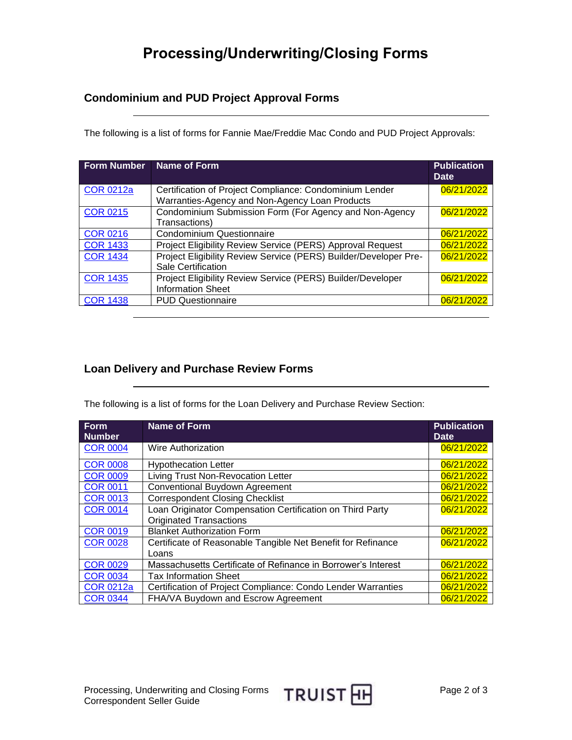# Processing/Underwriting/Closing Forms

## Condominium and PUD Project Approval Forms

The following is a list of forms for Fannie Mae/Freddie Mac Condo and PUD Project Approvals:

| Form Number | Name of Form | Publication Date |
|---|---|---|
| COR 0212a | Certification of Project Compliance: Condominium Lender Warranties-Agency and Non-Agency Loan Products | 06/21/2022 |
| COR 0215 | Condominium Submission Form (For Agency and Non-Agency Transactions) | 06/21/2022 |
| COR 0216 | Condominium Questionnaire | 06/21/2022 |
| COR 1433 | Project Eligibility Review Service (PERS) Approval Request | 06/21/2022 |
| COR 1434 | Project Eligibility Review Service (PERS) Builder/Developer Pre-Sale Certification | 06/21/2022 |
| COR 1435 | Project Eligibility Review Service (PERS) Builder/Developer Information Sheet | 06/21/2022 |
| COR 1438 | PUD Questionnaire | 06/21/2022 |

## Loan Delivery and Purchase Review Forms

The following is a list of forms for the Loan Delivery and Purchase Review Section:

| Form Number | Name of Form | Publication Date |
|---|---|---|
| COR 0004 | Wire Authorization | 06/21/2022 |
| COR 0008 | Hypothecation Letter | 06/21/2022 |
| COR 0009 | Living Trust Non-Revocation Letter | 06/21/2022 |
| COR 0011 | Conventional Buydown Agreement | 06/21/2022 |
| COR 0013 | Correspondent Closing Checklist | 06/21/2022 |
| COR 0014 | Loan Originator Compensation Certification on Third Party Originated Transactions | 06/21/2022 |
| COR 0019 | Blanket Authorization Form | 06/21/2022 |
| COR 0028 | Certificate of Reasonable Tangible Net Benefit for Refinance Loans | 06/21/2022 |
| COR 0029 | Massachusetts Certificate of Refinance in Borrower's Interest | 06/21/2022 |
| COR 0034 | Tax Information Sheet | 06/21/2022 |
| COR 0212a | Certification of Project Compliance: Condo Lender Warranties | 06/21/2022 |
| COR 0344 | FHA/VA Buydown and Escrow Agreement | 06/21/2022 |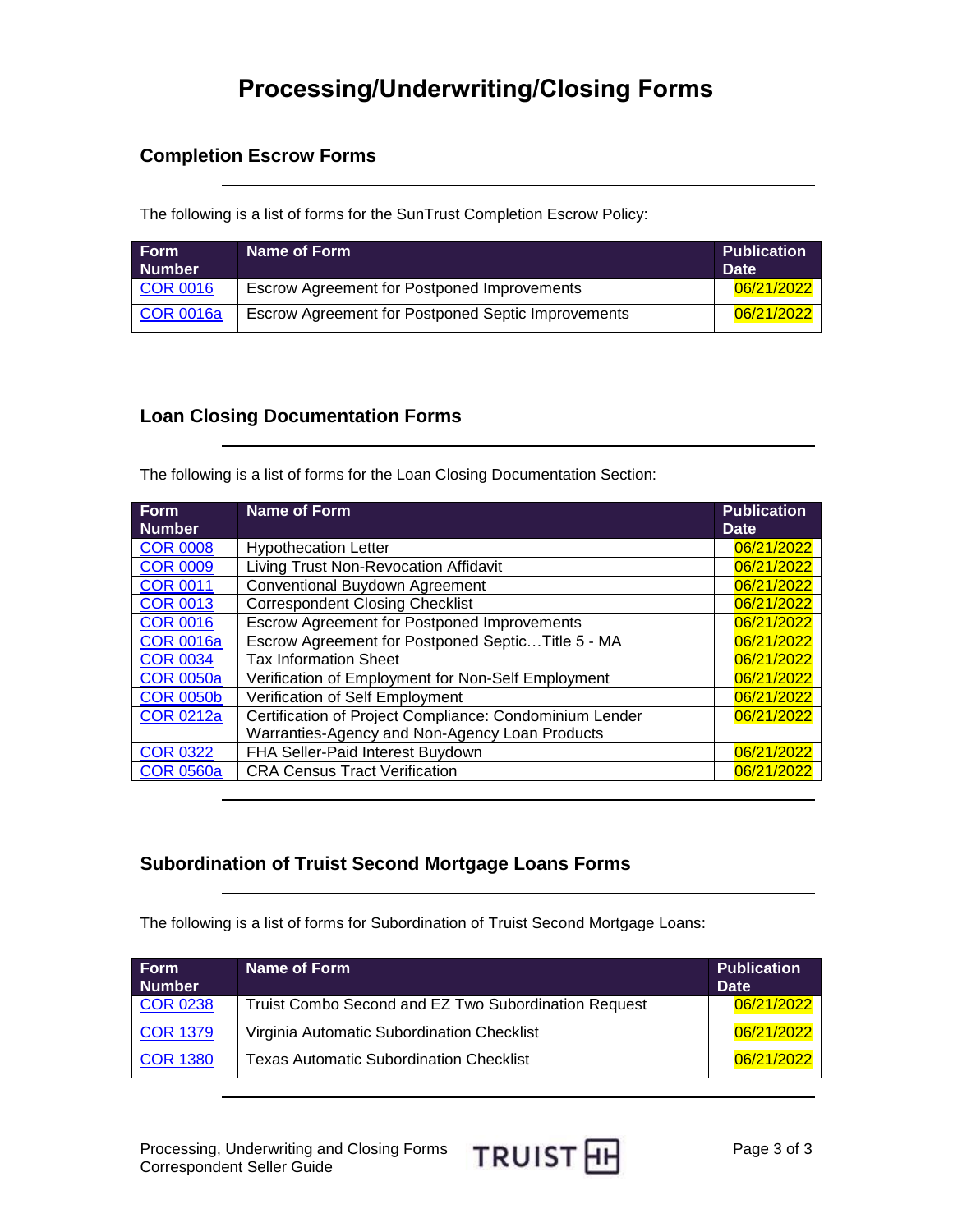# Processing/Underwriting/Closing Forms

## Completion Escrow Forms

The following is a list of forms for the SunTrust Completion Escrow Policy:

| Form Number | Name of Form | Publication Date |
| --- | --- | --- |
| COR 0016 | Escrow Agreement for Postponed Improvements | 06/21/2022 |
| COR 0016a | Escrow Agreement for Postponed Septic Improvements | 06/21/2022 |

## Loan Closing Documentation Forms

The following is a list of forms for the Loan Closing Documentation Section:

| Form Number | Name of Form | Publication Date |
| --- | --- | --- |
| COR 0008 | Hypothecation Letter | 06/21/2022 |
| COR 0009 | Living Trust Non-Revocation Affidavit | 06/21/2022 |
| COR 0011 | Conventional Buydown Agreement | 06/21/2022 |
| COR 0013 | Correspondent Closing Checklist | 06/21/2022 |
| COR 0016 | Escrow Agreement for Postponed Improvements | 06/21/2022 |
| COR 0016a | Escrow Agreement for Postponed Septic…Title 5 - MA | 06/21/2022 |
| COR 0034 | Tax Information Sheet | 06/21/2022 |
| COR 0050a | Verification of Employment for Non-Self Employment | 06/21/2022 |
| COR 0050b | Verification of Self Employment | 06/21/2022 |
| COR 0212a | Certification of Project Compliance: Condominium Lender Warranties-Agency and Non-Agency Loan Products | 06/21/2022 |
| COR 0322 | FHA Seller-Paid Interest Buydown | 06/21/2022 |
| COR 0560a | CRA Census Tract Verification | 06/21/2022 |

## Subordination of Truist Second Mortgage Loans Forms

The following is a list of forms for Subordination of Truist Second Mortgage Loans:

| Form Number | Name of Form | Publication Date |
| --- | --- | --- |
| COR 0238 | Truist Combo Second and EZ Two Subordination Request | 06/21/2022 |
| COR 1379 | Virginia Automatic Subordination Checklist | 06/21/2022 |
| COR 1380 | Texas Automatic Subordination Checklist | 06/21/2022 |